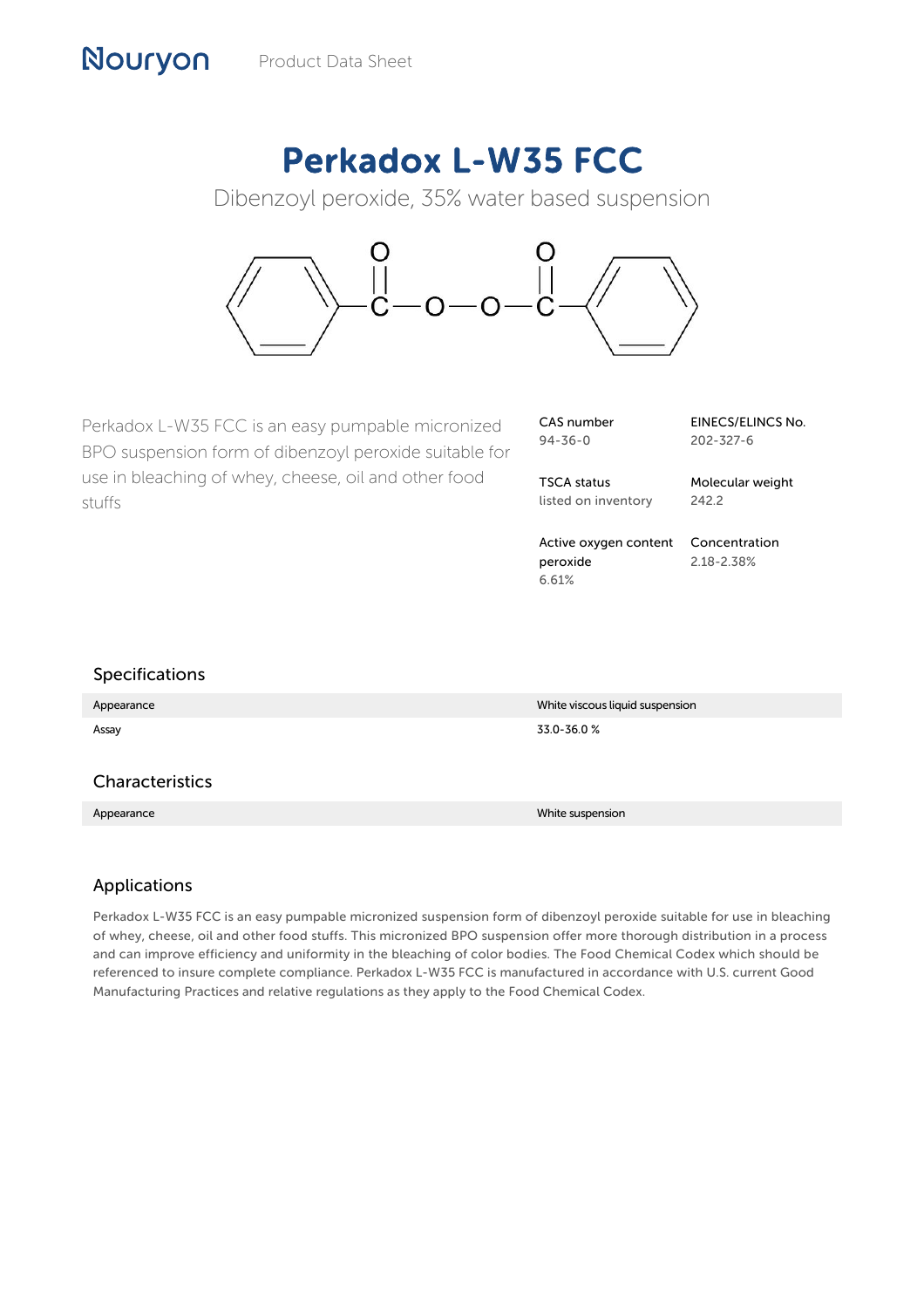Nouryon Product Data Sheet

# Perkadox L-W35 FCC

Dibenzoyl peroxide, 35% water based suspension

Perkadox L-W35 FCC is an easy pumpable micronized BPO suspension form of dibenzoyl peroxide suitable for use in bleaching of whey, cheese, oil and other food stuffs

| | |
|---|---|
| CAS number<br>94-36-0 | EINECS/ELINCS No.<br>202-327-6 |
| TSCA status<br>listed on inventory | Molecular weight<br>242.2 |
| Active oxygen content peroxide<br>6.61% | Concentration<br>2.18-2.38% |

## Specifications

| | |
|---|---|
| Appearance | White viscous liquid suspension |
| Assay | 33.0-36.0 % |

## Characteristics

| | |
|---|---|
| Appearance | White suspension |

## Applications

Perkadox L-W35 FCC is an easy pumpable micronized suspension form of dibenzoyl peroxide suitable for use in bleaching of whey, cheese, oil and other food stuffs. This micronized BPO suspension offer more thorough distribution in a process and can improve efficiency and uniformity in the bleaching of color bodies. The Food Chemical Codex which should be referenced to insure complete compliance. Perkadox L-W35 FCC is manufactured in accordance with U.S. current Good Manufacturing Practices and relative regulations as they apply to the Food Chemical Codex.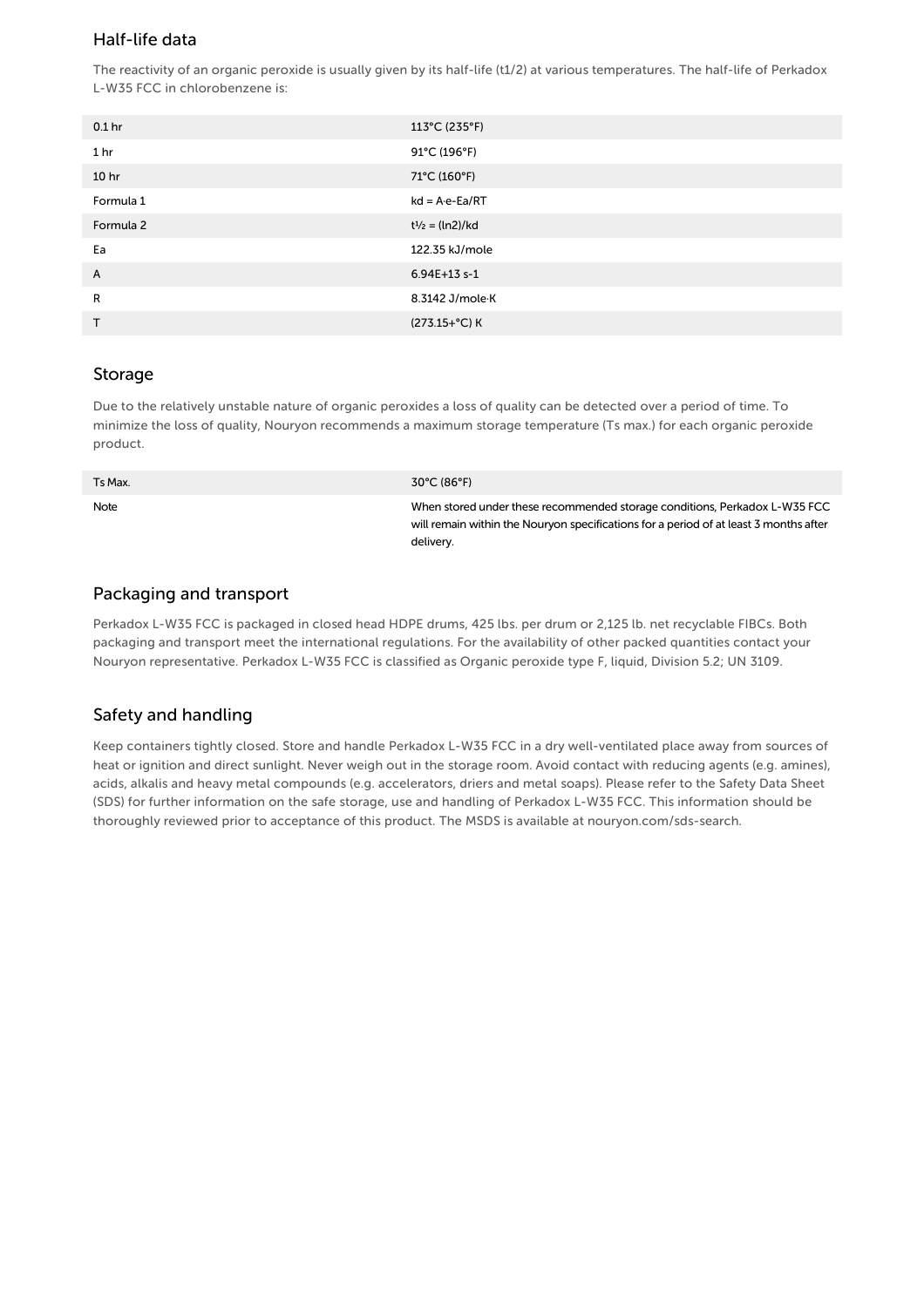## Half-life data

The reactivity of an organic peroxide is usually given by its half-life (t1/2) at various temperatures. The half-life of Perkadox L-W35 FCC in chlorobenzene is:

| | |
|---|---|
| 0.1 hr | 113°C (235°F) |
| 1 hr | 91°C (196°F) |
| 10 hr | 71°C (160°F) |
| Formula 1 | $kd = A \cdot e^{-Ea/RT}$ |
| Formula 2 | $t_{1/2} = (\ln 2)/kd$ |
| Ea | 122.35 kJ/mole |
| A | 6.94E+13 s-1 |
| R | 8.3142 J/mole·K |
| T | (273.15+°C) K |

## Storage

Due to the relatively unstable nature of organic peroxides a loss of quality can be detected over a period of time. To minimize the loss of quality, Nouryon recommends a maximum storage temperature (Ts max.) for each organic peroxide product.

| | |
|---|---|
| Ts Max. | 30°C (86°F) |
| Note | When stored under these recommended storage conditions, Perkadox L-W35 FCC will remain within the Nouryon specifications for a period of at least 3 months after delivery. |

## Packaging and transport

Perkadox L-W35 FCC is packaged in closed head HDPE drums, 425 lbs. per drum or 2,125 lb. net recyclable FIBCs. Both packaging and transport meet the international regulations. For the availability of other packed quantities contact your Nouryon representative. Perkadox L-W35 FCC is classified as Organic peroxide type F, liquid, Division 5.2; UN 3109.

## Safety and handling

Keep containers tightly closed. Store and handle Perkadox L-W35 FCC in a dry well-ventilated place away from sources of heat or ignition and direct sunlight. Never weigh out in the storage room. Avoid contact with reducing agents (e.g. amines), acids, alkalis and heavy metal compounds (e.g. accelerators, driers and metal soaps). Please refer to the Safety Data Sheet (SDS) for further information on the safe storage, use and handling of Perkadox L-W35 FCC. This information should be thoroughly reviewed prior to acceptance of this product. The MSDS is available at nouryon.com/sds-search.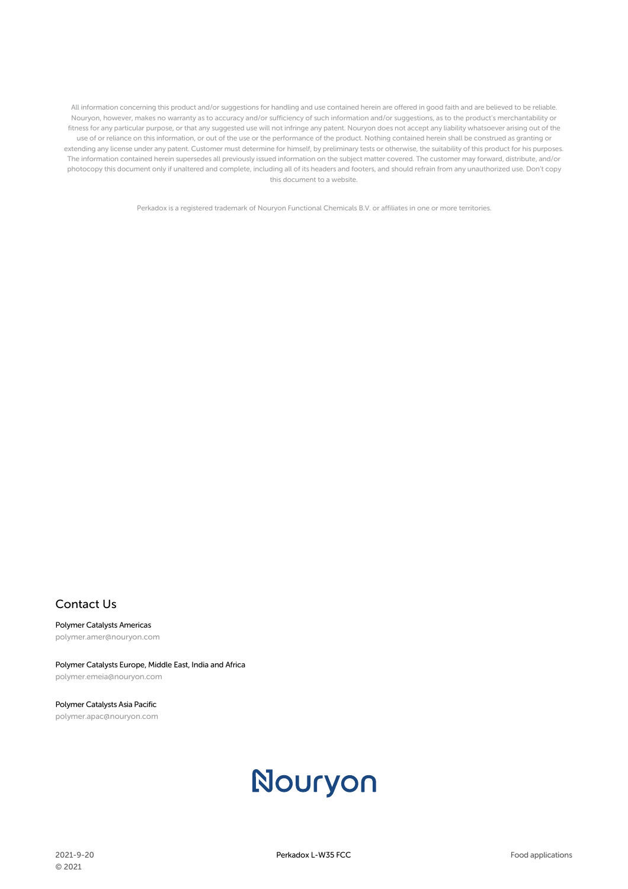All information concerning this product and/or suggestions for handling and use contained herein are offered in good faith and are believed to be reliable. Nouryon, however, makes no warranty as to accuracy and/or sufficiency of such information and/or suggestions, as to the product's merchantability or fitness for any particular purpose, or that any suggested use will not infringe any patent. Nouryon does not accept any liability whatsoever arising out of the use of or reliance on this information, or out of the use or the performance of the product. Nothing contained herein shall be construed as granting or extending any license under any patent. Customer must determine for himself, by preliminary tests or otherwise, the suitability of this product for his purposes. The information contained herein supersedes all previously issued information on the subject matter covered. The customer may forward, distribute, and/or photocopy this document only if unaltered and complete, including all of its headers and footers, and should refrain from any unauthorized use. Don't copy this document to a website.

Perkadox is a registered trademark of Nouryon Functional Chemicals B.V. or affiliates in one or more territories.

## Contact Us

Polymer Catalysts Americas
polymer.amer@nouryon.com

Polymer Catalysts Europe, Middle East, India and Africa
polymer.emeia@nouryon.com

Polymer Catalysts Asia Pacific
polymer.apac@nouryon.com

Nouryon

2021-9-20
© 2021